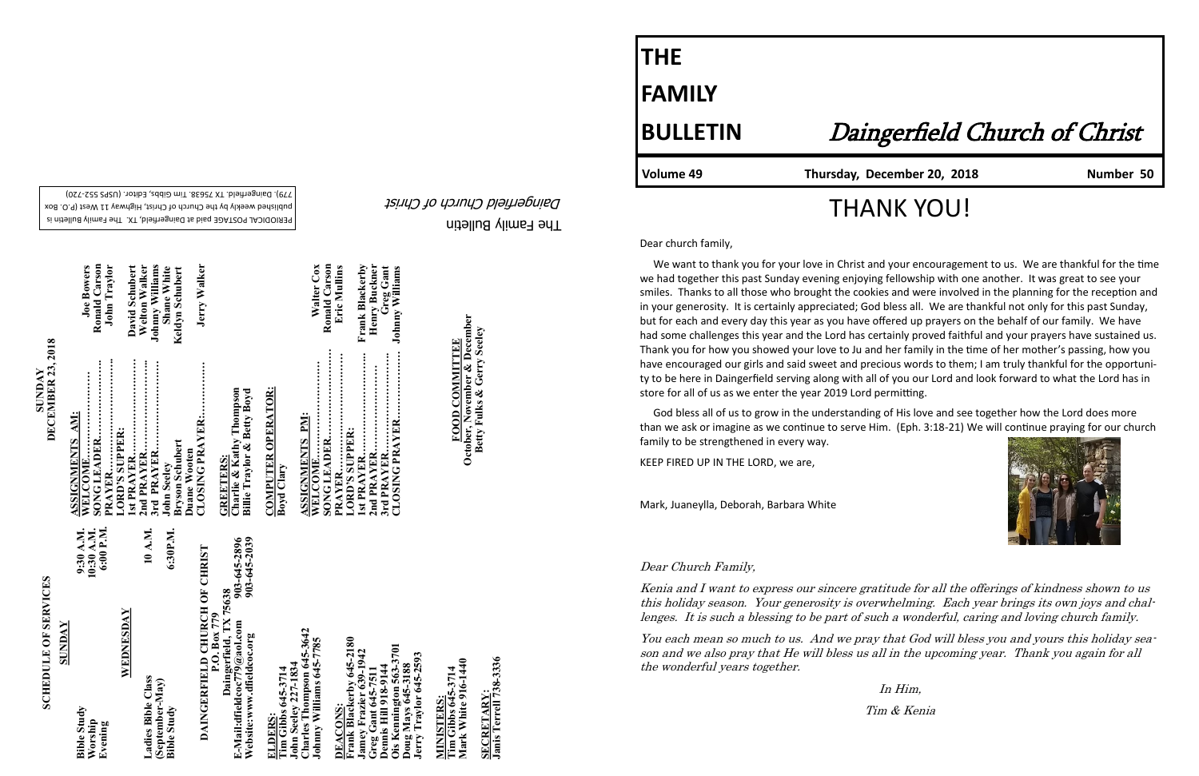# THE FAMILY BULLETIN

## Daingerfield Church of Christ

**Volume 49** | **Thursday, December 20, 2018** | **Number 50**

# THANK YOU!

Dear church family,

We want to thank you for your love in Christ and your encouragement to us. We are thankful for the time we had together this past Sunday evening enjoying fellowship with one another. It was great to see your smiles. Thanks to all those who brought the cookies and were involved in the planning for the reception and in your generosity. It is certainly appreciated; God bless all. We are thankful not only for this past Sunday, but for each and every day this year as you have offered up prayers on the behalf of our family. We have had some challenges this year and the Lord has certainly proved faithful and your prayers have sustained us. Thank you for how you showed your love to Ju and her family in the time of her mother's passing, how you have encouraged our girls and said sweet and precious words to them; I am truly thankful for the opportunity to be here in Daingerfield serving along with all of you our Lord and look forward to what the Lord has in store for all of us as we enter the year 2019 Lord permitting.

God bless all of us to grow in the understanding of His love and see together how the Lord does more than we ask or imagine as we continue to serve Him. (Eph. 3:18-21) We will continue praying for our church family to be strengthened in every way.

KEEP FIRED UP IN THE LORD, we are,

Mark, Juaneylla, Deborah, Barbara White

*Dear Church Family,*

*Kenia and I want to express our sincere gratitude for all the offerings of kindness shown to us this holiday season. Your generosity is overwhelming. Each year brings its own joys and challenges. It is such a blessing to be part of such a wonderful, caring and loving church family.*

*You each mean so much to us. And we pray that God will bless you and yours this holiday season and we also pray that He will bless us all in the upcoming year. Thank you again for all the wonderful years together.*

*In Him,*

*Tim & Kenia*

---

## SCHEDULE OF SERVICES

**SUNDAY**

| | |
|---|---|
| Bible Study | 9:30 A.M. |
| Worship | 10:30 A.M. |
| Evening | 6:00 P.M. |

**WEDNESDAY**

| | |
|---|---|
| Ladies Bible Class (September-May) | 10 A.M. |
| Bible Study | 6:30P.M. |

**DAINGERFIELD CHURCH OF CHRIST**
P.O. Box 779
Daingerfield, TX 75638

E-Mail:dfieldcoc779@aol.com 903-645-2896
Website:www.dfieldcoc.org 903-645-2039

**ELDERS:**
Tim Gibbs 645-3714
John Seeley 227-1834
Charles Thompson 645-3642
Johnny Williams 645-7785

**DEACONS:**
Frank Blackerby 645-2180
Jamey Frazier 639-1942
Greg Gant 645-7511
Dennis Hill 918-9144
Ois Kennington 563-3701
Doug Mays 645-3188
Jerry Traylor 645-2593

**MINISTERS:**
Tim Gibbs 645-3714
Mark White 916-1440

**SECRETARY:**
Janis Terrell 738-3336

## SUNDAY DECEMBER 23, 2018

**ASSIGNMENTS AM:**

| | |
|---|---|
| WELCOME | Joe Bowers |
| SONG LEADER | Ronald Carson |
| PRAYER | John Traylor |
| LORD'S SUPPER: | |
| 1st PRAYER | David Schubert |
| 2nd PRAYER | Welton Walker |
| 3rd PRAYER | Johnny Williams |
| John Seeley | Shane White |
| Bryson Schubert | Keldyn Schubert |
| Duane Wooten | |
| CLOSING PRAYER | Jerry Walker |

**GREETERS:**
Charlie & Kathy Thompson
Billie Traylor & Betty Boyd

**COMPUTER OPERATOR:**
Boyd Clary

**ASSIGNMENTS PM:**

| | |
|---|---|
| WELCOME | Walter Cox |
| SONG LEADER | Ronald Carson |
| PRAYER | Eric Mullins |
| LORD'S SUPPER: | |
| 1st PRAYER | Frank Blackerby |
| 2nd PRAYER | Henry Buckner |
| 3rd PRAYER | Greg Gant |
| CLOSING PRAYER | Johnny Williams |

**FOOD COMMITTEE**
October, November & December
Betty Fulks & Gerry Seeley

---

The Family Bulletin
*Daingerfield Church of Christ*

PERIODICAL POSTAGE paid at Daingerfield, TX. The Family Bulletin is published weekly by the Church of Christ, Highway 11 West (P.O. Box 779), Daingerfield, TX 75638. Tim Gibbs, Editor. (USPS 552-720)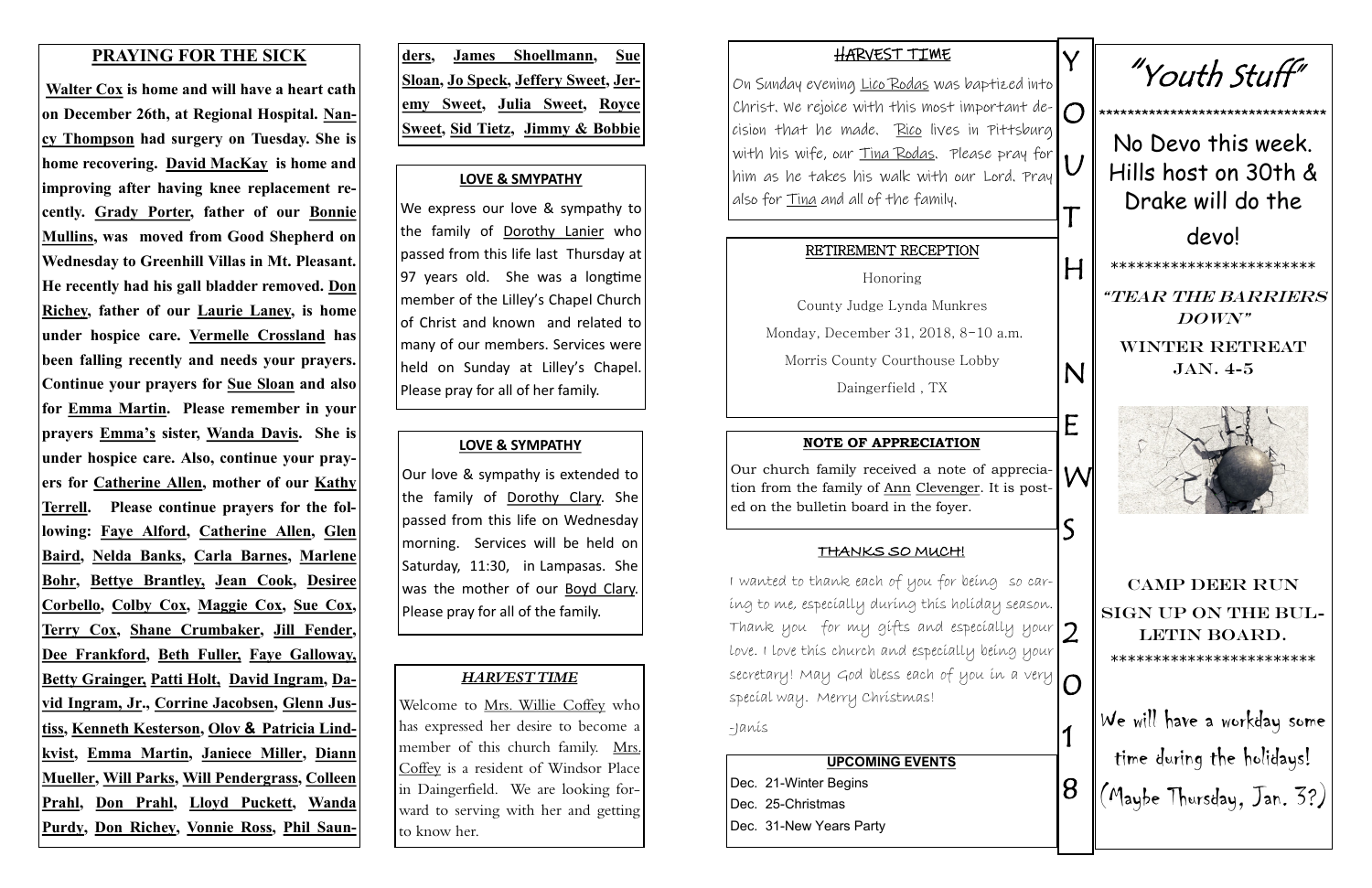## PRAYING FOR THE SICK

**Walter Cox is home and will have a heart cath on December 26th, at Regional Hospital. Nancy Thompson had surgery on Tuesday. She is home recovering. David MacKay is home and improving after having knee replacement recently. Grady Porter, father of our Bonnie Mullins, was moved from Good Shepherd on Wednesday to Greenhill Villas in Mt. Pleasant. He recently had his gall bladder removed. Don Richey, father of our Laurie Laney, is home under hospice care. Vermelle Crossland has been falling recently and needs your prayers. Continue your prayers for Sue Sloan and also for Emma Martin. Please remember in your prayers Emma's sister, Wanda Davis. She is under hospice care. Also, continue your prayers for Catherine Allen, mother of our Kathy Terrell. Please continue prayers for the following: Faye Alford, Catherine Allen, Glen Baird, Nelda Banks, Carla Barnes, Marlene Bohr, Bettye Brantley, Jean Cook, Desiree Corbello, Colby Cox, Maggie Cox, Sue Cox, Terry Cox, Shane Crumbaker, Jill Fender, Dee Frankford, Beth Fuller, Faye Galloway, Betty Grainger, Patti Holt, David Ingram, David Ingram, Jr., Corrine Jacobsen, Glenn Justiss, Kenneth Kesterson, Olov & Patricia Lindkvist, Emma Martin, Janiece Miller, Diann Mueller, Will Parks, Will Pendergrass, Colleen Prahl, Don Prahl, Lloyd Puckett, Wanda Purdy, Don Richey, Vonnie Ross, Phil Saunders, James Shoellmann, Sue Sloan, Jo Speck, Jeffery Sweet, Jeremy Sweet, Julia Sweet, Royce Sweet, Sid Tietz, Jimmy & Bobbie**

### LOVE & SMYPATHY

We express our love & sympathy to the family of Dorothy Lanier who passed from this life last Thursday at 97 years old. She was a longtime member of the Lilley's Chapel Church of Christ and known and related to many of our members. Services were held on Sunday at Lilley's Chapel. Please pray for all of her family.

### LOVE & SYMPATHY

Our love & sympathy is extended to the family of Dorothy Clary. She passed from this life on Wednesday morning. Services will be held on Saturday, 11:30, in Lampasas. She was the mother of our Boyd Clary. Please pray for all of the family.

### *HARVEST TIME*

Welcome to Mrs. Willie Coffey who has expressed her desire to become a member of this church family. Mrs. Coffey is a resident of Windsor Place in Daingerfield. We are looking forward to serving with her and getting to know her.

### HARVEST TIME

On Sunday evening Lico Rodas was baptized into Christ. We rejoice with this most important decision that he made. Rico lives in Pittsburg with his wife, our Tina Rodas. Please pray for him as he takes his walk with our Lord. Pray also for Tina and all of the family.

### RETIREMENT RECEPTION

Honoring

County Judge Lynda Munkres

Monday, December 31, 2018, 8-10 a.m.

Morris County Courthouse Lobby

Daingerfield , TX

### NOTE OF APPRECIATION

Our church family received a note of appreciation from the family of Ann Clevenger. It is posted on the bulletin board in the foyer.

### THANKS SO MUCH!

I wanted to thank each of you for being so caring to me, especially during this holiday season. Thank you for my gifts and especially your love. I love this church and especially being your secretary! May God bless each of you in a very special way. Merry Christmas!

-Janis

### UPCOMING EVENTS

Dec. 21-Winter Begins
Dec. 25-Christmas
Dec. 31-New Years Party

## YOUTH NEWS 2018

## "Youth Stuff"

*********************************

No Devo this week. Hills host on 30th & Drake will do the devo!

************************

**"TEAR THE BARRIERS DOWN"**

**WINTER RETREAT JAN. 4-5**

CAMP DEER RUN
SIGN UP ON THE BULLETIN BOARD.

************************

We will have a workday some time during the holidays! (Maybe Thursday, Jan. 3?)